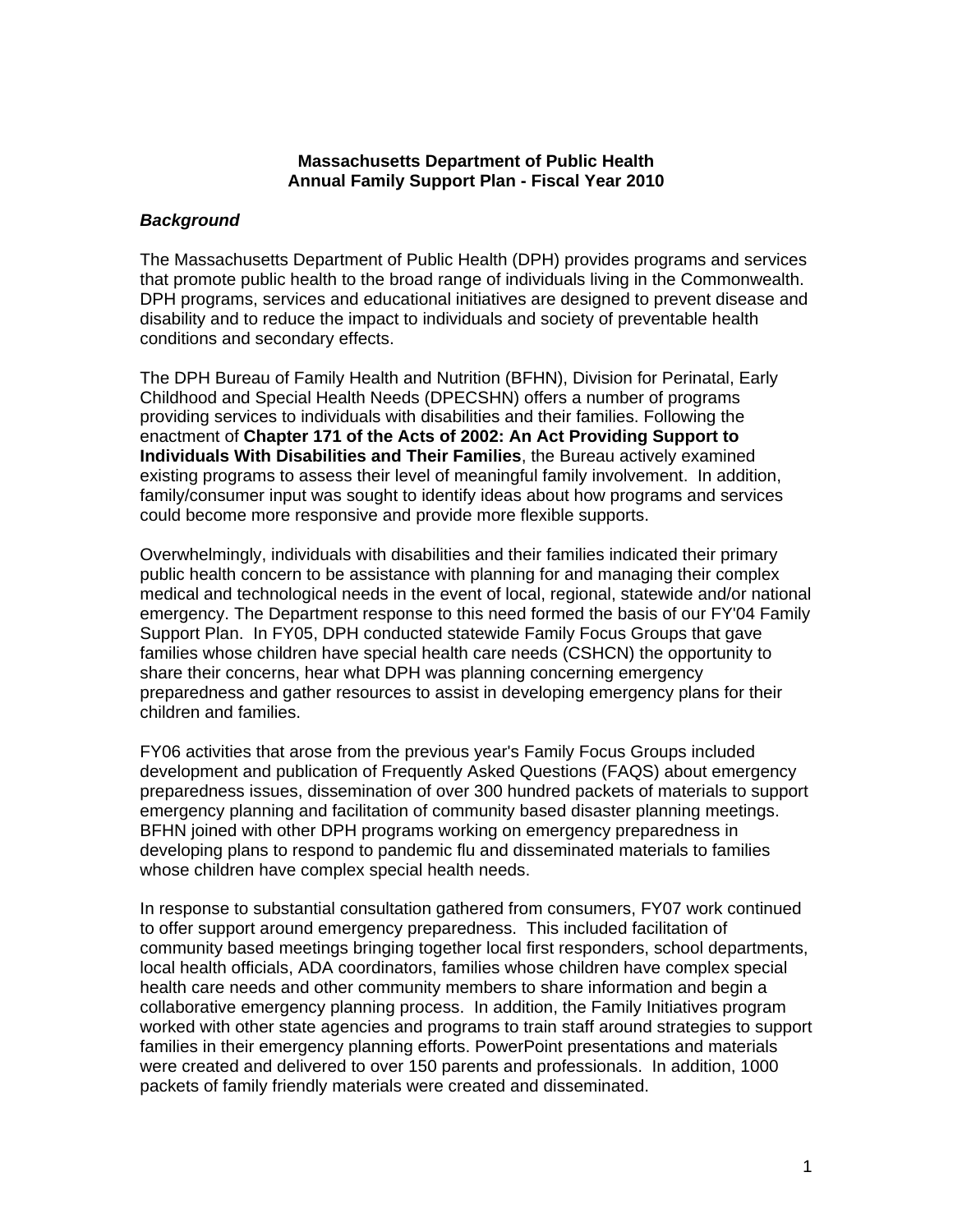**Massachusetts Department of Public Health**
**Annual Family Support Plan - Fiscal Year 2010**

***Background***

The Massachusetts Department of Public Health (DPH) provides programs and services that promote public health to the broad range of individuals living in the Commonwealth. DPH programs, services and educational initiatives are designed to prevent disease and disability and to reduce the impact to individuals and society of preventable health conditions and secondary effects.

The DPH Bureau of Family Health and Nutrition (BFHN), Division for Perinatal, Early Childhood and Special Health Needs (DPECSHN) offers a number of programs providing services to individuals with disabilities and their families. Following the enactment of **Chapter 171 of the Acts of 2002: An Act Providing Support to Individuals With Disabilities and Their Families**, the Bureau actively examined existing programs to assess their level of meaningful family involvement. In addition, family/consumer input was sought to identify ideas about how programs and services could become more responsive and provide more flexible supports.

Overwhelmingly, individuals with disabilities and their families indicated their primary public health concern to be assistance with planning for and managing their complex medical and technological needs in the event of local, regional, statewide and/or national emergency. The Department response to this need formed the basis of our FY'04 Family Support Plan. In FY05, DPH conducted statewide Family Focus Groups that gave families whose children have special health care needs (CSHCN) the opportunity to share their concerns, hear what DPH was planning concerning emergency preparedness and gather resources to assist in developing emergency plans for their children and families.

FY06 activities that arose from the previous year's Family Focus Groups included development and publication of Frequently Asked Questions (FAQS) about emergency preparedness issues, dissemination of over 300 hundred packets of materials to support emergency planning and facilitation of community based disaster planning meetings. BFHN joined with other DPH programs working on emergency preparedness in developing plans to respond to pandemic flu and disseminated materials to families whose children have complex special health needs.

In response to substantial consultation gathered from consumers, FY07 work continued to offer support around emergency preparedness. This included facilitation of community based meetings bringing together local first responders, school departments, local health officials, ADA coordinators, families whose children have complex special health care needs and other community members to share information and begin a collaborative emergency planning process. In addition, the Family Initiatives program worked with other state agencies and programs to train staff around strategies to support families in their emergency planning efforts. PowerPoint presentations and materials were created and delivered to over 150 parents and professionals. In addition, 1000 packets of family friendly materials were created and disseminated.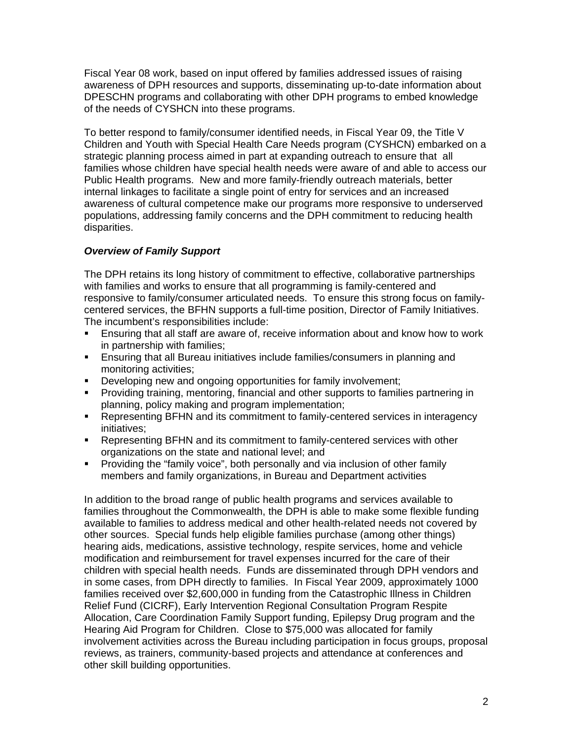Fiscal Year 08 work, based on input offered by families addressed issues of raising awareness of DPH resources and supports, disseminating up-to-date information about DPESCHN programs and collaborating with other DPH programs to embed knowledge of the needs of CYSHCN into these programs.

To better respond to family/consumer identified needs, in Fiscal Year 09, the Title V Children and Youth with Special Health Care Needs program (CYSHCN) embarked on a strategic planning process aimed in part at expanding outreach to ensure that all families whose children have special health needs were aware of and able to access our Public Health programs. New and more family-friendly outreach materials, better internal linkages to facilitate a single point of entry for services and an increased awareness of cultural competence make our programs more responsive to underserved populations, addressing family concerns and the DPH commitment to reducing health disparities.

***Overview of Family Support***

The DPH retains its long history of commitment to effective, collaborative partnerships with families and works to ensure that all programming is family-centered and responsive to family/consumer articulated needs. To ensure this strong focus on family-centered services, the BFHN supports a full-time position, Director of Family Initiatives. The incumbent's responsibilities include:

- Ensuring that all staff are aware of, receive information about and know how to work in partnership with families;
- Ensuring that all Bureau initiatives include families/consumers in planning and monitoring activities;
- Developing new and ongoing opportunities for family involvement;
- Providing training, mentoring, financial and other supports to families partnering in planning, policy making and program implementation;
- Representing BFHN and its commitment to family-centered services in interagency initiatives;
- Representing BFHN and its commitment to family-centered services with other organizations on the state and national level; and
- Providing the "family voice", both personally and via inclusion of other family members and family organizations, in Bureau and Department activities

In addition to the broad range of public health programs and services available to families throughout the Commonwealth, the DPH is able to make some flexible funding available to families to address medical and other health-related needs not covered by other sources. Special funds help eligible families purchase (among other things) hearing aids, medications, assistive technology, respite services, home and vehicle modification and reimbursement for travel expenses incurred for the care of their children with special health needs. Funds are disseminated through DPH vendors and in some cases, from DPH directly to families. In Fiscal Year 2009, approximately 1000 families received over $2,600,000 in funding from the Catastrophic Illness in Children Relief Fund (CICRF), Early Intervention Regional Consultation Program Respite Allocation, Care Coordination Family Support funding, Epilepsy Drug program and the Hearing Aid Program for Children. Close to $75,000 was allocated for family involvement activities across the Bureau including participation in focus groups, proposal reviews, as trainers, community-based projects and attendance at conferences and other skill building opportunities.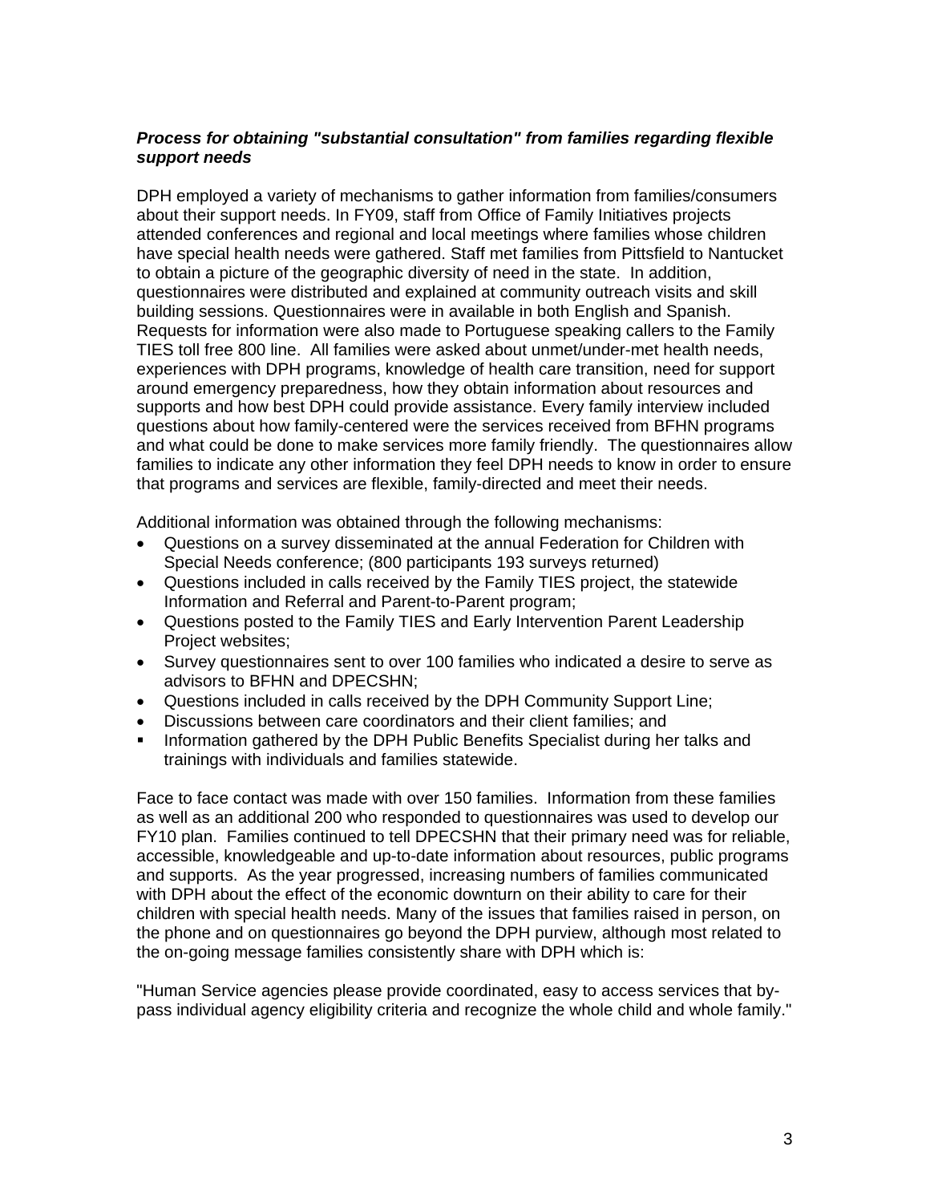***Process for obtaining "substantial consultation" from families regarding flexible support needs***

DPH employed a variety of mechanisms to gather information from families/consumers about their support needs. In FY09, staff from Office of Family Initiatives projects attended conferences and regional and local meetings where families whose children have special health needs were gathered. Staff met families from Pittsfield to Nantucket to obtain a picture of the geographic diversity of need in the state. In addition, questionnaires were distributed and explained at community outreach visits and skill building sessions. Questionnaires were in available in both English and Spanish. Requests for information were also made to Portuguese speaking callers to the Family TIES toll free 800 line. All families were asked about unmet/under-met health needs, experiences with DPH programs, knowledge of health care transition, need for support around emergency preparedness, how they obtain information about resources and supports and how best DPH could provide assistance. Every family interview included questions about how family-centered were the services received from BFHN programs and what could be done to make services more family friendly. The questionnaires allow families to indicate any other information they feel DPH needs to know in order to ensure that programs and services are flexible, family-directed and meet their needs.

Additional information was obtained through the following mechanisms:

- Questions on a survey disseminated at the annual Federation for Children with Special Needs conference; (800 participants 193 surveys returned)
- Questions included in calls received by the Family TIES project, the statewide Information and Referral and Parent-to-Parent program;
- Questions posted to the Family TIES and Early Intervention Parent Leadership Project websites;
- Survey questionnaires sent to over 100 families who indicated a desire to serve as advisors to BFHN and DPECSHN;
- Questions included in calls received by the DPH Community Support Line;
- Discussions between care coordinators and their client families; and
- Information gathered by the DPH Public Benefits Specialist during her talks and trainings with individuals and families statewide.

Face to face contact was made with over 150 families. Information from these families as well as an additional 200 who responded to questionnaires was used to develop our FY10 plan. Families continued to tell DPECSHN that their primary need was for reliable, accessible, knowledgeable and up-to-date information about resources, public programs and supports. As the year progressed, increasing numbers of families communicated with DPH about the effect of the economic downturn on their ability to care for their children with special health needs. Many of the issues that families raised in person, on the phone and on questionnaires go beyond the DPH purview, although most related to the on-going message families consistently share with DPH which is:

"Human Service agencies please provide coordinated, easy to access services that by-pass individual agency eligibility criteria and recognize the whole child and whole family."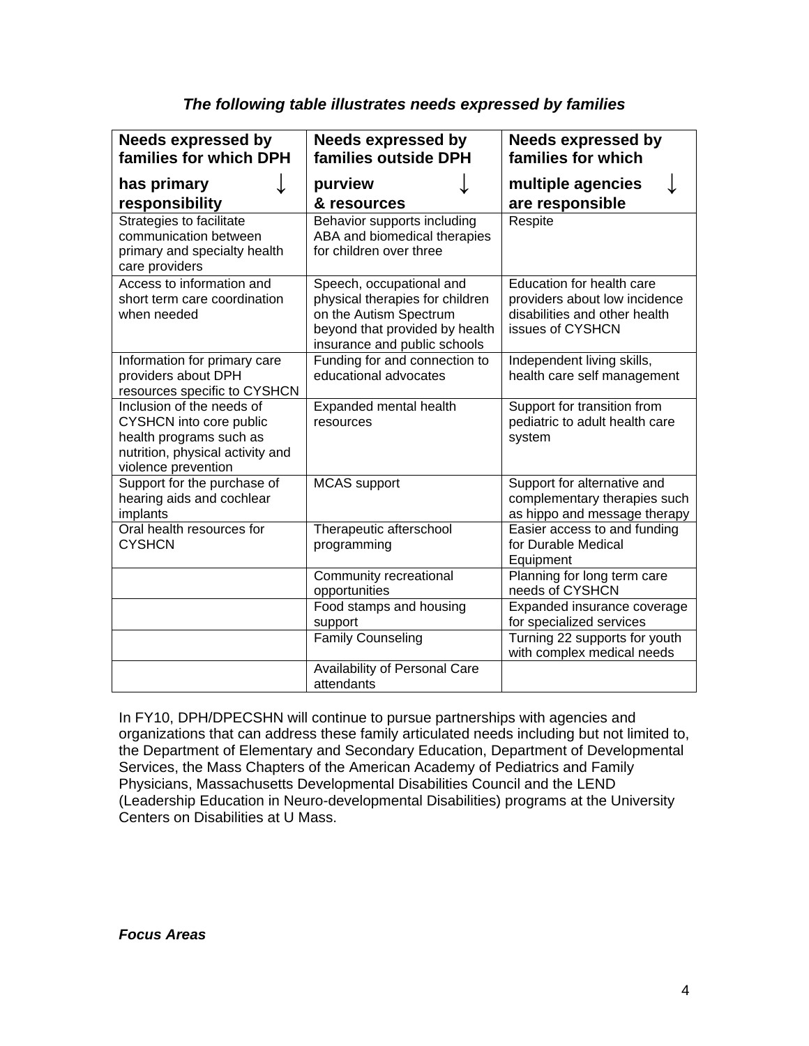*The following table illustrates needs expressed by families*

| Needs expressed by families for which DPH has primary responsibility ↓ | Needs expressed by families outside DPH purview & resources ↓ | Needs expressed by families for which multiple agencies are responsible ↓ |
|---|---|---|
| Strategies to facilitate communication between primary and specialty health care providers | Behavior supports including ABA and biomedical therapies for children over three | Respite |
| Access to information and short term care coordination when needed | Speech, occupational and physical therapies for children on the Autism Spectrum beyond that provided by health insurance and public schools | Education for health care providers about low incidence disabilities and other health issues of CYSHCN |
| Information for primary care providers about DPH resources specific to CYSHCN | Funding for and connection to educational advocates | Independent living skills, health care self management |
| Inclusion of the needs of CYSHCN into core public health programs such as nutrition, physical activity and violence prevention | Expanded mental health resources | Support for transition from pediatric to adult health care system |
| Support for the purchase of hearing aids and cochlear implants | MCAS support | Support for alternative and complementary therapies such as hippo and message therapy |
| Oral health resources for CYSHCN | Therapeutic afterschool programming | Easier access to and funding for Durable Medical Equipment |
| | Community recreational opportunities | Planning for long term care needs of CYSHCN |
| | Food stamps and housing support | Expanded insurance coverage for specialized services |
| | Family Counseling | Turning 22 supports for youth with complex medical needs |
| | Availability of Personal Care attendants | |

In FY10, DPH/DPECSHN will continue to pursue partnerships with agencies and organizations that can address these family articulated needs including but not limited to, the Department of Elementary and Secondary Education, Department of Developmental Services, the Mass Chapters of the American Academy of Pediatrics and Family Physicians, Massachusetts Developmental Disabilities Council and the LEND (Leadership Education in Neuro-developmental Disabilities) programs at the University Centers on Disabilities at U Mass.

***Focus Areas***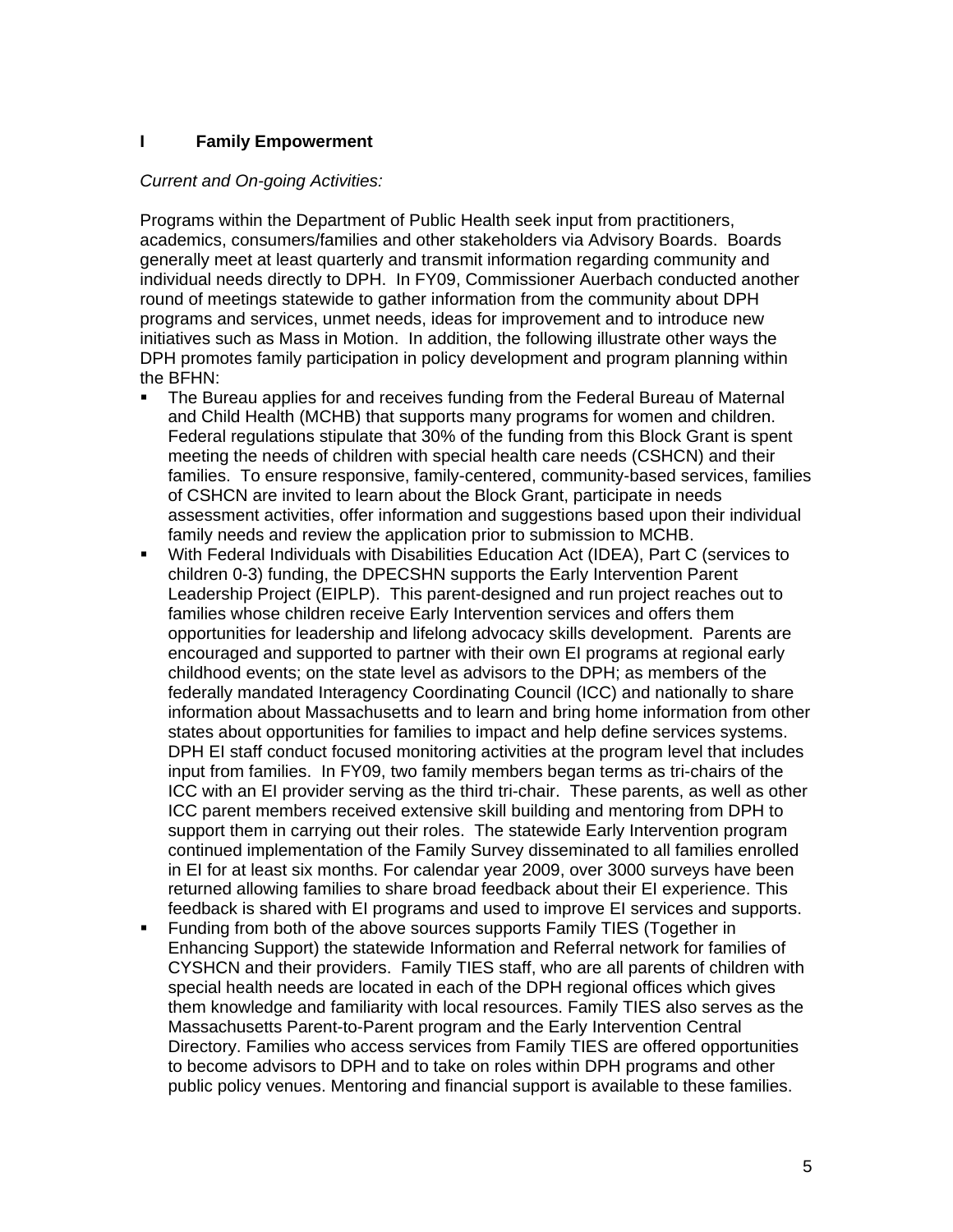## I Family Empowerment

*Current and On-going Activities:*

Programs within the Department of Public Health seek input from practitioners, academics, consumers/families and other stakeholders via Advisory Boards. Boards generally meet at least quarterly and transmit information regarding community and individual needs directly to DPH. In FY09, Commissioner Auerbach conducted another round of meetings statewide to gather information from the community about DPH programs and services, unmet needs, ideas for improvement and to introduce new initiatives such as Mass in Motion. In addition, the following illustrate other ways the DPH promotes family participation in policy development and program planning within the BFHN:

- The Bureau applies for and receives funding from the Federal Bureau of Maternal and Child Health (MCHB) that supports many programs for women and children. Federal regulations stipulate that 30% of the funding from this Block Grant is spent meeting the needs of children with special health care needs (CSHCN) and their families. To ensure responsive, family-centered, community-based services, families of CSHCN are invited to learn about the Block Grant, participate in needs assessment activities, offer information and suggestions based upon their individual family needs and review the application prior to submission to MCHB.
- With Federal Individuals with Disabilities Education Act (IDEA), Part C (services to children 0-3) funding, the DPECSHN supports the Early Intervention Parent Leadership Project (EIPLP). This parent-designed and run project reaches out to families whose children receive Early Intervention services and offers them opportunities for leadership and lifelong advocacy skills development. Parents are encouraged and supported to partner with their own EI programs at regional early childhood events; on the state level as advisors to the DPH; as members of the federally mandated Interagency Coordinating Council (ICC) and nationally to share information about Massachusetts and to learn and bring home information from other states about opportunities for families to impact and help define services systems. DPH EI staff conduct focused monitoring activities at the program level that includes input from families. In FY09, two family members began terms as tri-chairs of the ICC with an EI provider serving as the third tri-chair. These parents, as well as other ICC parent members received extensive skill building and mentoring from DPH to support them in carrying out their roles. The statewide Early Intervention program continued implementation of the Family Survey disseminated to all families enrolled in EI for at least six months. For calendar year 2009, over 3000 surveys have been returned allowing families to share broad feedback about their EI experience. This feedback is shared with EI programs and used to improve EI services and supports.
- Funding from both of the above sources supports Family TIES (Together in Enhancing Support) the statewide Information and Referral network for families of CYSHCN and their providers. Family TIES staff, who are all parents of children with special health needs are located in each of the DPH regional offices which gives them knowledge and familiarity with local resources. Family TIES also serves as the Massachusetts Parent-to-Parent program and the Early Intervention Central Directory. Families who access services from Family TIES are offered opportunities to become advisors to DPH and to take on roles within DPH programs and other public policy venues. Mentoring and financial support is available to these families.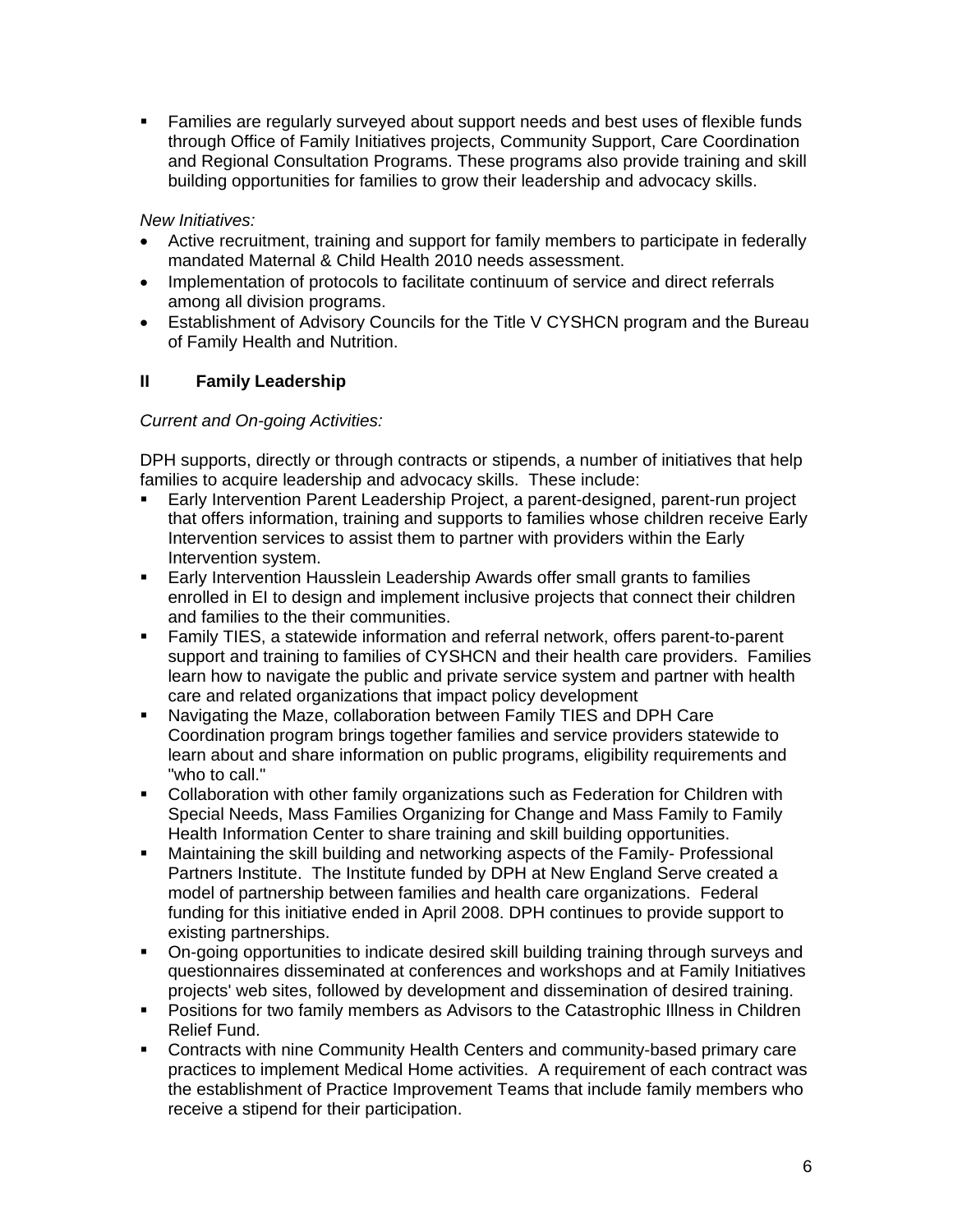- Families are regularly surveyed about support needs and best uses of flexible funds through Office of Family Initiatives projects, Community Support, Care Coordination and Regional Consultation Programs. These programs also provide training and skill building opportunities for families to grow their leadership and advocacy skills.

*New Initiatives:*

- Active recruitment, training and support for family members to participate in federally mandated Maternal & Child Health 2010 needs assessment.
- Implementation of protocols to facilitate continuum of service and direct referrals among all division programs.
- Establishment of Advisory Councils for the Title V CYSHCN program and the Bureau of Family Health and Nutrition.

## II Family Leadership

*Current and On-going Activities:*

DPH supports, directly or through contracts or stipends, a number of initiatives that help families to acquire leadership and advocacy skills. These include:

- Early Intervention Parent Leadership Project, a parent-designed, parent-run project that offers information, training and supports to families whose children receive Early Intervention services to assist them to partner with providers within the Early Intervention system.
- Early Intervention Hausslein Leadership Awards offer small grants to families enrolled in EI to design and implement inclusive projects that connect their children and families to the their communities.
- Family TIES, a statewide information and referral network, offers parent-to-parent support and training to families of CYSHCN and their health care providers. Families learn how to navigate the public and private service system and partner with health care and related organizations that impact policy development
- Navigating the Maze, collaboration between Family TIES and DPH Care Coordination program brings together families and service providers statewide to learn about and share information on public programs, eligibility requirements and "who to call."
- Collaboration with other family organizations such as Federation for Children with Special Needs, Mass Families Organizing for Change and Mass Family to Family Health Information Center to share training and skill building opportunities.
- Maintaining the skill building and networking aspects of the Family- Professional Partners Institute. The Institute funded by DPH at New England Serve created a model of partnership between families and health care organizations. Federal funding for this initiative ended in April 2008. DPH continues to provide support to existing partnerships.
- On-going opportunities to indicate desired skill building training through surveys and questionnaires disseminated at conferences and workshops and at Family Initiatives projects' web sites, followed by development and dissemination of desired training.
- Positions for two family members as Advisors to the Catastrophic Illness in Children Relief Fund.
- Contracts with nine Community Health Centers and community-based primary care practices to implement Medical Home activities. A requirement of each contract was the establishment of Practice Improvement Teams that include family members who receive a stipend for their participation.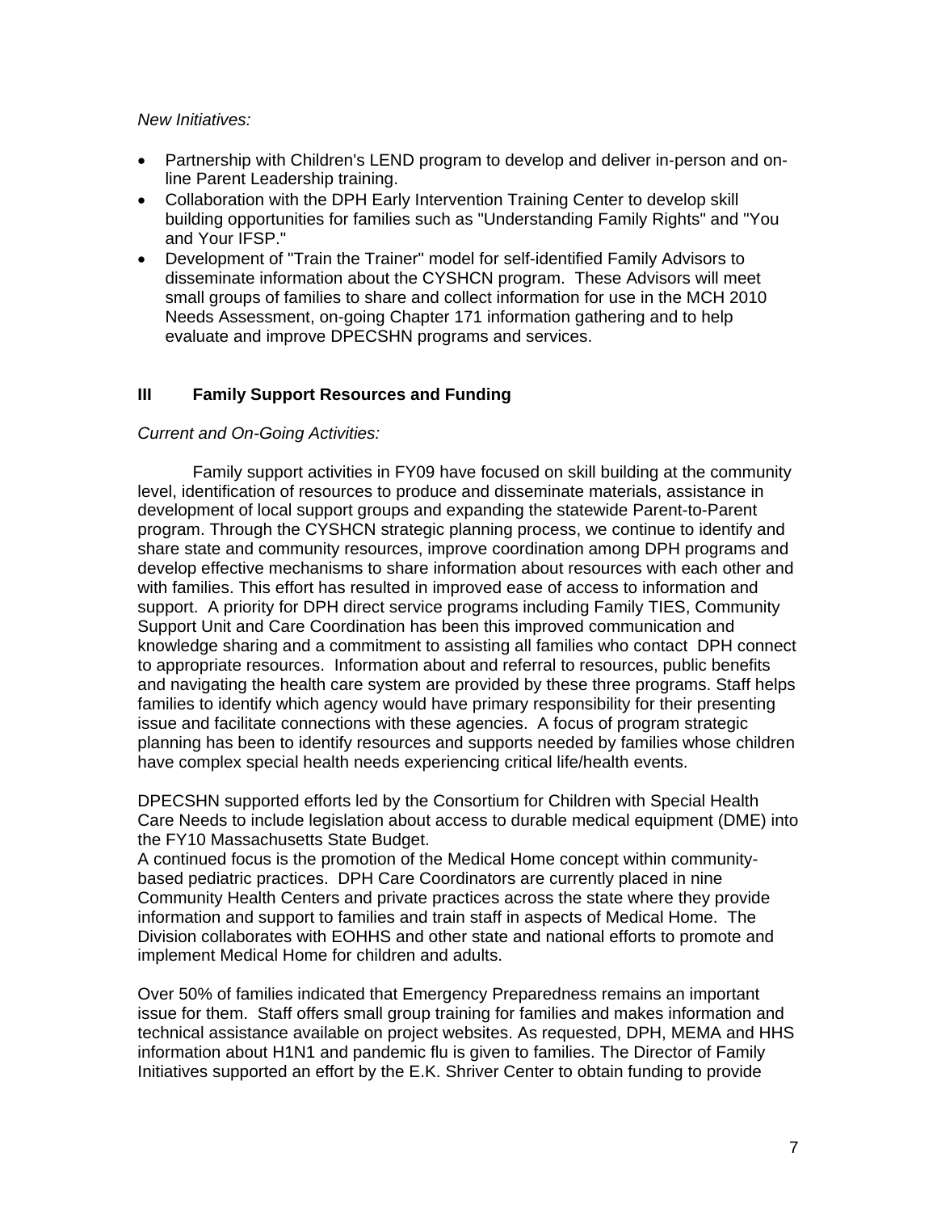*New Initiatives:*

- Partnership with Children's LEND program to develop and deliver in-person and on-line Parent Leadership training.
- Collaboration with the DPH Early Intervention Training Center to develop skill building opportunities for families such as "Understanding Family Rights" and "You and Your IFSP."
- Development of "Train the Trainer" model for self-identified Family Advisors to disseminate information about the CYSHCN program. These Advisors will meet small groups of families to share and collect information for use in the MCH 2010 Needs Assessment, on-going Chapter 171 information gathering and to help evaluate and improve DPECSHN programs and services.

## III Family Support Resources and Funding

*Current and On-Going Activities:*

Family support activities in FY09 have focused on skill building at the community level, identification of resources to produce and disseminate materials, assistance in development of local support groups and expanding the statewide Parent-to-Parent program. Through the CYSHCN strategic planning process, we continue to identify and share state and community resources, improve coordination among DPH programs and develop effective mechanisms to share information about resources with each other and with families. This effort has resulted in improved ease of access to information and support. A priority for DPH direct service programs including Family TIES, Community Support Unit and Care Coordination has been this improved communication and knowledge sharing and a commitment to assisting all families who contact DPH connect to appropriate resources. Information about and referral to resources, public benefits and navigating the health care system are provided by these three programs. Staff helps families to identify which agency would have primary responsibility for their presenting issue and facilitate connections with these agencies. A focus of program strategic planning has been to identify resources and supports needed by families whose children have complex special health needs experiencing critical life/health events.

DPECSHN supported efforts led by the Consortium for Children with Special Health Care Needs to include legislation about access to durable medical equipment (DME) into the FY10 Massachusetts State Budget.
A continued focus is the promotion of the Medical Home concept within community-based pediatric practices. DPH Care Coordinators are currently placed in nine Community Health Centers and private practices across the state where they provide information and support to families and train staff in aspects of Medical Home. The Division collaborates with EOHHS and other state and national efforts to promote and implement Medical Home for children and adults.

Over 50% of families indicated that Emergency Preparedness remains an important issue for them. Staff offers small group training for families and makes information and technical assistance available on project websites. As requested, DPH, MEMA and HHS information about H1N1 and pandemic flu is given to families. The Director of Family Initiatives supported an effort by the E.K. Shriver Center to obtain funding to provide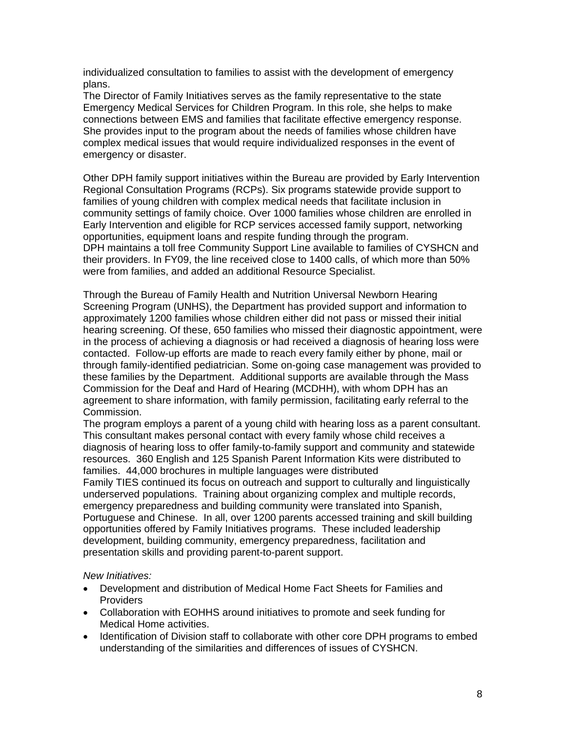individualized consultation to families to assist with the development of emergency plans.

The Director of Family Initiatives serves as the family representative to the state Emergency Medical Services for Children Program. In this role, she helps to make connections between EMS and families that facilitate effective emergency response. She provides input to the program about the needs of families whose children have complex medical issues that would require individualized responses in the event of emergency or disaster.

Other DPH family support initiatives within the Bureau are provided by Early Intervention Regional Consultation Programs (RCPs). Six programs statewide provide support to families of young children with complex medical needs that facilitate inclusion in community settings of family choice. Over 1000 families whose children are enrolled in Early Intervention and eligible for RCP services accessed family support, networking opportunities, equipment loans and respite funding through the program.

DPH maintains a toll free Community Support Line available to families of CYSHCN and their providers. In FY09, the line received close to 1400 calls, of which more than 50% were from families, and added an additional Resource Specialist.

Through the Bureau of Family Health and Nutrition Universal Newborn Hearing Screening Program (UNHS), the Department has provided support and information to approximately 1200 families whose children either did not pass or missed their initial hearing screening. Of these, 650 families who missed their diagnostic appointment, were in the process of achieving a diagnosis or had received a diagnosis of hearing loss were contacted. Follow-up efforts are made to reach every family either by phone, mail or through family-identified pediatrician. Some on-going case management was provided to these families by the Department. Additional supports are available through the Mass Commission for the Deaf and Hard of Hearing (MCDHH), with whom DPH has an agreement to share information, with family permission, facilitating early referral to the Commission.

The program employs a parent of a young child with hearing loss as a parent consultant. This consultant makes personal contact with every family whose child receives a diagnosis of hearing loss to offer family-to-family support and community and statewide resources. 360 English and 125 Spanish Parent Information Kits were distributed to families. 44,000 brochures in multiple languages were distributed

Family TIES continued its focus on outreach and support to culturally and linguistically underserved populations. Training about organizing complex and multiple records, emergency preparedness and building community were translated into Spanish, Portuguese and Chinese. In all, over 1200 parents accessed training and skill building opportunities offered by Family Initiatives programs. These included leadership development, building community, emergency preparedness, facilitation and presentation skills and providing parent-to-parent support.

*New Initiatives:*

- Development and distribution of Medical Home Fact Sheets for Families and Providers
- Collaboration with EOHHS around initiatives to promote and seek funding for Medical Home activities.
- Identification of Division staff to collaborate with other core DPH programs to embed understanding of the similarities and differences of issues of CYSHCN.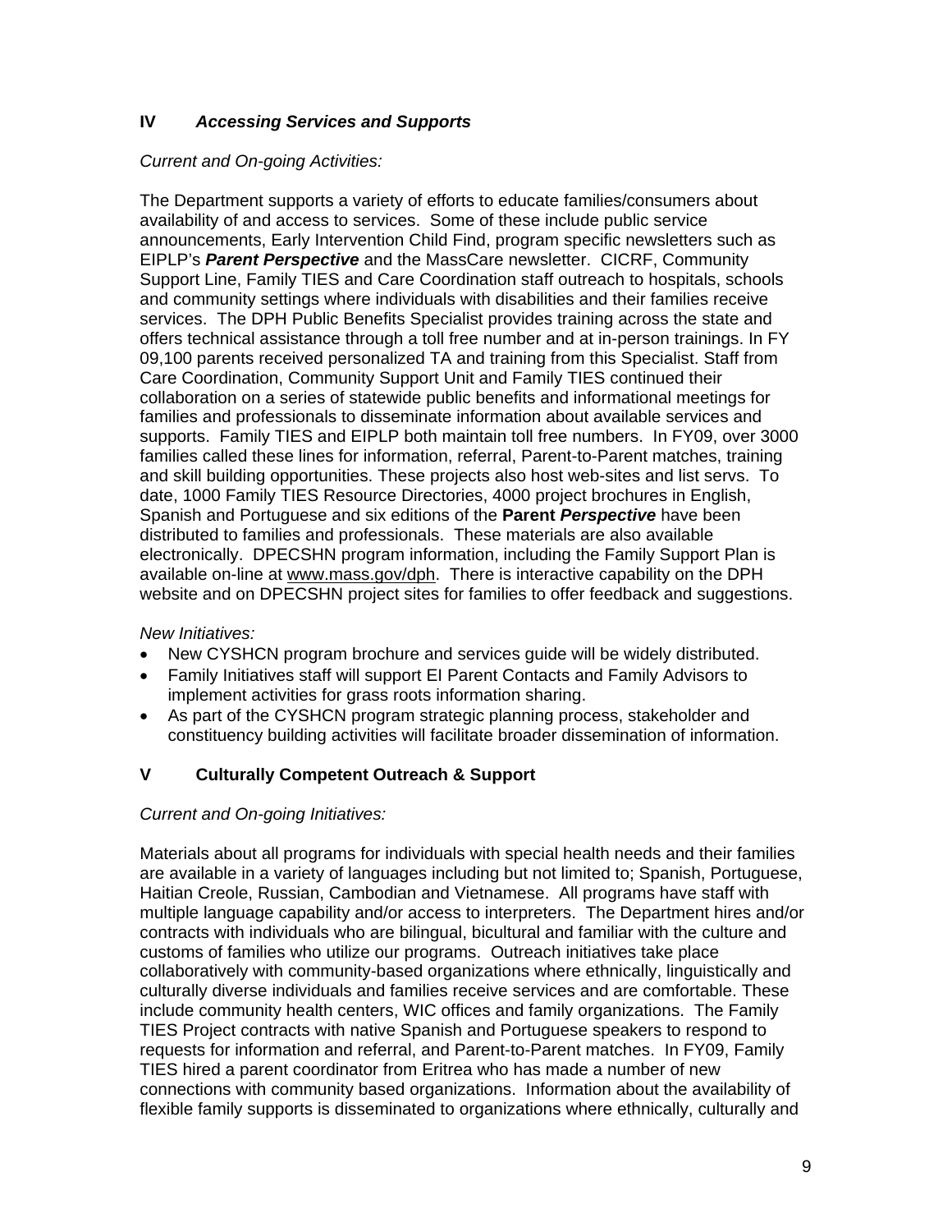## IV *Accessing Services and Supports*

*Current and On-going Activities:*

The Department supports a variety of efforts to educate families/consumers about availability of and access to services. Some of these include public service announcements, Early Intervention Child Find, program specific newsletters such as EIPLP's ***Parent Perspective*** and the MassCare newsletter. CICRF, Community Support Line, Family TIES and Care Coordination staff outreach to hospitals, schools and community settings where individuals with disabilities and their families receive services. The DPH Public Benefits Specialist provides training across the state and offers technical assistance through a toll free number and at in-person trainings. In FY 09,100 parents received personalized TA and training from this Specialist. Staff from Care Coordination, Community Support Unit and Family TIES continued their collaboration on a series of statewide public benefits and informational meetings for families and professionals to disseminate information about available services and supports. Family TIES and EIPLP both maintain toll free numbers. In FY09, over 3000 families called these lines for information, referral, Parent-to-Parent matches, training and skill building opportunities. These projects also host web-sites and list servs. To date, 1000 Family TIES Resource Directories, 4000 project brochures in English, Spanish and Portuguese and six editions of the **Parent *Perspective*** have been distributed to families and professionals. These materials are also available electronically. DPECSHN program information, including the Family Support Plan is available on-line at www.mass.gov/dph. There is interactive capability on the DPH website and on DPECSHN project sites for families to offer feedback and suggestions.

*New Initiatives:*

- New CYSHCN program brochure and services guide will be widely distributed.
- Family Initiatives staff will support EI Parent Contacts and Family Advisors to implement activities for grass roots information sharing.
- As part of the CYSHCN program strategic planning process, stakeholder and constituency building activities will facilitate broader dissemination of information.

## V Culturally Competent Outreach & Support

*Current and On-going Initiatives:*

Materials about all programs for individuals with special health needs and their families are available in a variety of languages including but not limited to; Spanish, Portuguese, Haitian Creole, Russian, Cambodian and Vietnamese. All programs have staff with multiple language capability and/or access to interpreters. The Department hires and/or contracts with individuals who are bilingual, bicultural and familiar with the culture and customs of families who utilize our programs. Outreach initiatives take place collaboratively with community-based organizations where ethnically, linguistically and culturally diverse individuals and families receive services and are comfortable. These include community health centers, WIC offices and family organizations. The Family TIES Project contracts with native Spanish and Portuguese speakers to respond to requests for information and referral, and Parent-to-Parent matches. In FY09, Family TIES hired a parent coordinator from Eritrea who has made a number of new connections with community based organizations. Information about the availability of flexible family supports is disseminated to organizations where ethnically, culturally and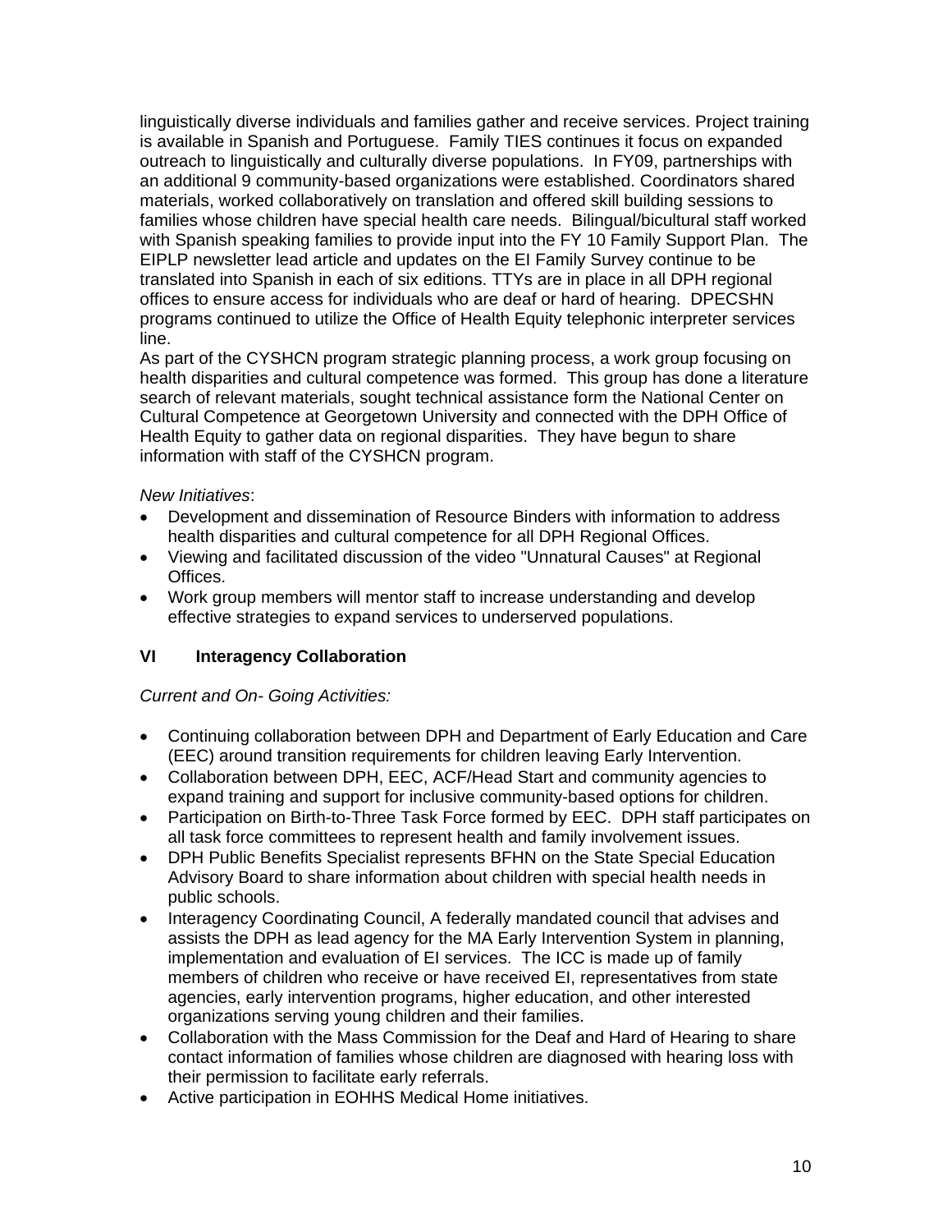linguistically diverse individuals and families gather and receive services. Project training is available in Spanish and Portuguese. Family TIES continues it focus on expanded outreach to linguistically and culturally diverse populations. In FY09, partnerships with an additional 9 community-based organizations were established. Coordinators shared materials, worked collaboratively on translation and offered skill building sessions to families whose children have special health care needs. Bilingual/bicultural staff worked with Spanish speaking families to provide input into the FY 10 Family Support Plan. The EIPLP newsletter lead article and updates on the EI Family Survey continue to be translated into Spanish in each of six editions. TTYs are in place in all DPH regional offices to ensure access for individuals who are deaf or hard of hearing. DPECSHN programs continued to utilize the Office of Health Equity telephonic interpreter services line.

As part of the CYSHCN program strategic planning process, a work group focusing on health disparities and cultural competence was formed. This group has done a literature search of relevant materials, sought technical assistance form the National Center on Cultural Competence at Georgetown University and connected with the DPH Office of Health Equity to gather data on regional disparities. They have begun to share information with staff of the CYSHCN program.

*New Initiatives*:

- Development and dissemination of Resource Binders with information to address health disparities and cultural competence for all DPH Regional Offices.
- Viewing and facilitated discussion of the video "Unnatural Causes" at Regional Offices.
- Work group members will mentor staff to increase understanding and develop effective strategies to expand services to underserved populations.

## VI Interagency Collaboration

*Current and On- Going Activities:*

- Continuing collaboration between DPH and Department of Early Education and Care (EEC) around transition requirements for children leaving Early Intervention.
- Collaboration between DPH, EEC, ACF/Head Start and community agencies to expand training and support for inclusive community-based options for children.
- Participation on Birth-to-Three Task Force formed by EEC. DPH staff participates on all task force committees to represent health and family involvement issues.
- DPH Public Benefits Specialist represents BFHN on the State Special Education Advisory Board to share information about children with special health needs in public schools.
- Interagency Coordinating Council, A federally mandated council that advises and assists the DPH as lead agency for the MA Early Intervention System in planning, implementation and evaluation of EI services. The ICC is made up of family members of children who receive or have received EI, representatives from state agencies, early intervention programs, higher education, and other interested organizations serving young children and their families.
- Collaboration with the Mass Commission for the Deaf and Hard of Hearing to share contact information of families whose children are diagnosed with hearing loss with their permission to facilitate early referrals.
- Active participation in EOHHS Medical Home initiatives.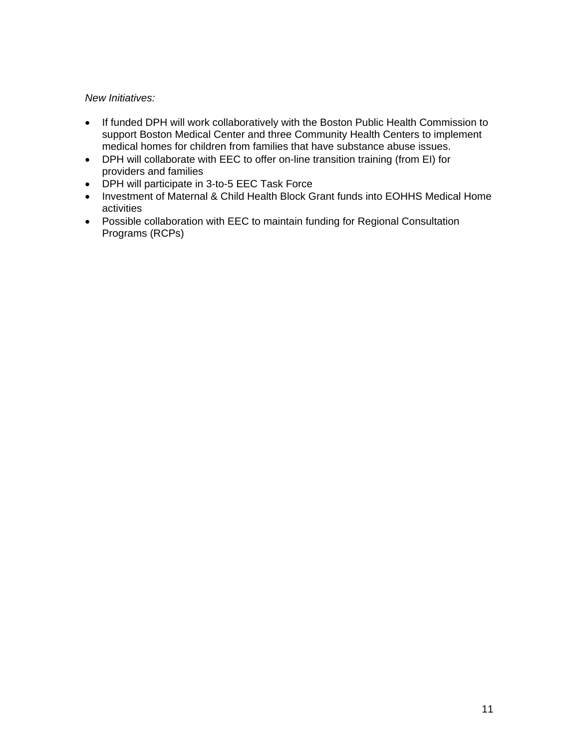*New Initiatives:*

- If funded DPH will work collaboratively with the Boston Public Health Commission to support Boston Medical Center and three Community Health Centers to implement medical homes for children from families that have substance abuse issues.
- DPH will collaborate with EEC to offer on-line transition training (from EI) for providers and families
- DPH will participate in 3-to-5 EEC Task Force
- Investment of Maternal & Child Health Block Grant funds into EOHHS Medical Home activities
- Possible collaboration with EEC to maintain funding for Regional Consultation Programs (RCPs)